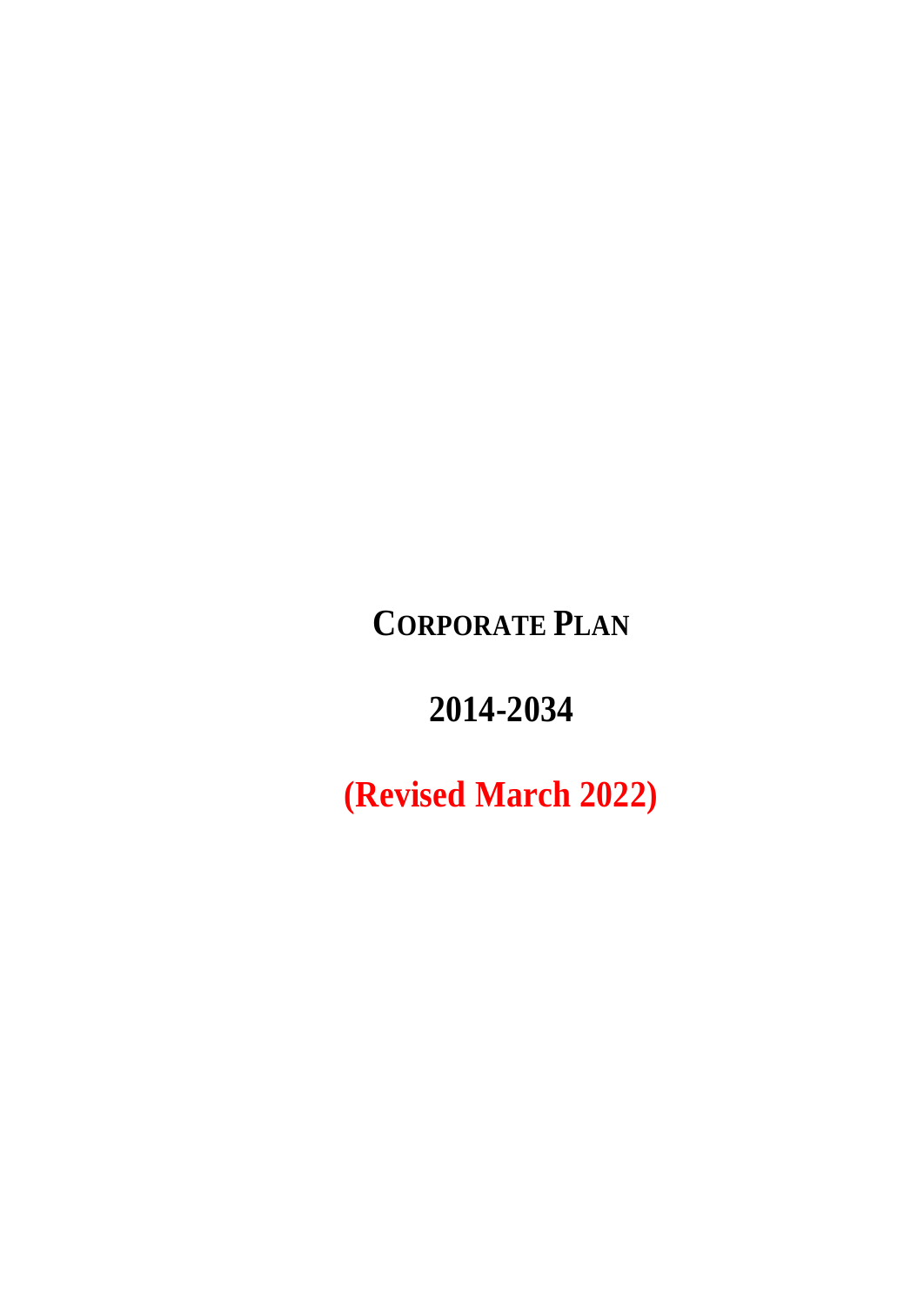# CORPORATE PLAN

# 2014-2034

# (Revised March 2022)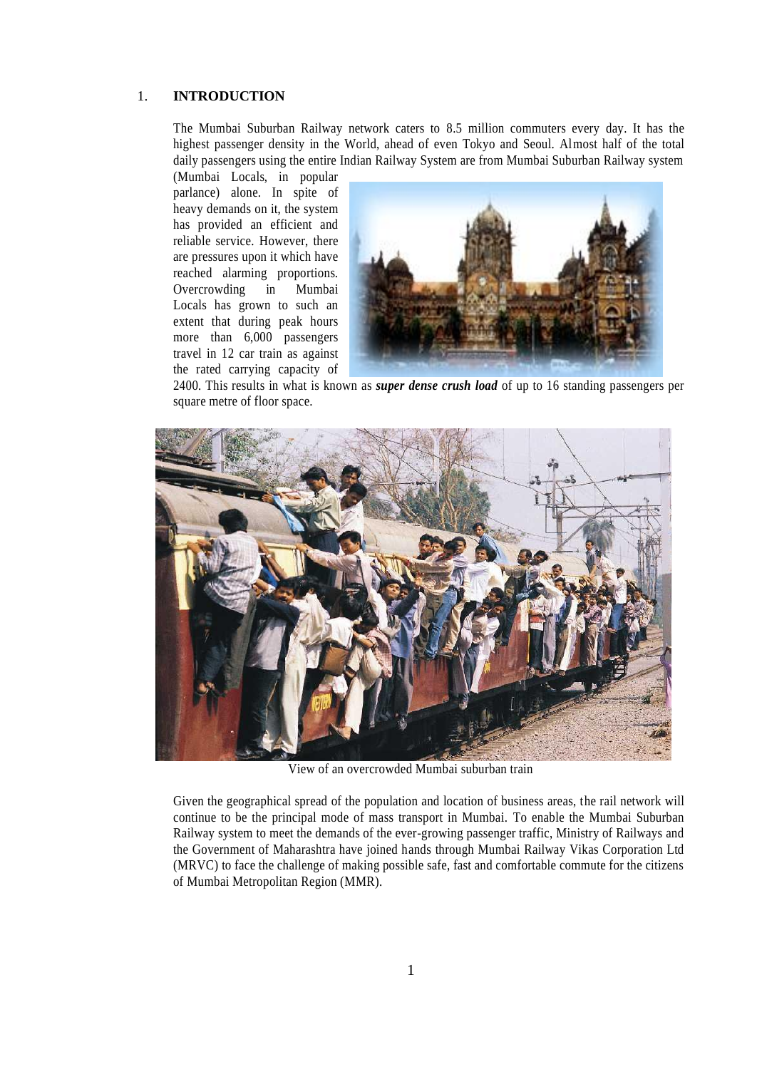## 1. INTRODUCTION

The Mumbai Suburban Railway network caters to 8.5 million commuters every day. It has the highest passenger density in the World, ahead of even Tokyo and Seoul. Almost half of the total daily passengers using the entire Indian Railway System are from Mumbai Suburban Railway system (Mumbai Locals, in popular parlance) alone. In spite of heavy demands on it, the system has provided an efficient and reliable service. However, there are pressures upon it which have reached alarming proportions. Overcrowding in Mumbai Locals has grown to such an extent that during peak hours more than 6,000 passengers travel in 12 car train as against the rated carrying capacity of 2400. This results in what is known as ***super dense crush load*** of up to 16 standing passengers per square metre of floor space.

View of an overcrowded Mumbai suburban train

Given the geographical spread of the population and location of business areas, the rail network will continue to be the principal mode of mass transport in Mumbai. To enable the Mumbai Suburban Railway system to meet the demands of the ever-growing passenger traffic, Ministry of Railways and the Government of Maharashtra have joined hands through Mumbai Railway Vikas Corporation Ltd (MRVC) to face the challenge of making possible safe, fast and comfortable commute for the citizens of Mumbai Metropolitan Region (MMR).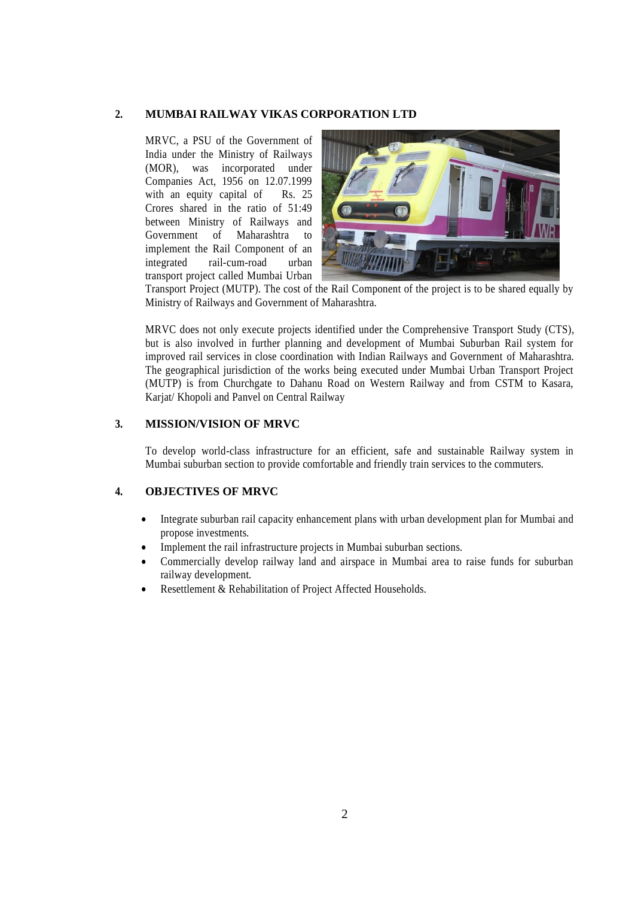## 2. MUMBAI RAILWAY VIKAS CORPORATION LTD

MRVC, a PSU of the Government of India under the Ministry of Railways (MOR), was incorporated under Companies Act, 1956 on 12.07.1999 with an equity capital of Rs. 25 Crores shared in the ratio of 51:49 between Ministry of Railways and Government of Maharashtra to implement the Rail Component of an integrated rail-cum-road urban transport project called Mumbai Urban Transport Project (MUTP). The cost of the Rail Component of the project is to be shared equally by Ministry of Railways and Government of Maharashtra.

MRVC does not only execute projects identified under the Comprehensive Transport Study (CTS), but is also involved in further planning and development of Mumbai Suburban Rail system for improved rail services in close coordination with Indian Railways and Government of Maharashtra. The geographical jurisdiction of the works being executed under Mumbai Urban Transport Project (MUTP) is from Churchgate to Dahanu Road on Western Railway and from CSTM to Kasara, Karjat/ Khopoli and Panvel on Central Railway

## 3. MISSION/VISION OF MRVC

To develop world-class infrastructure for an efficient, safe and sustainable Railway system in Mumbai suburban section to provide comfortable and friendly train services to the commuters.

## 4. OBJECTIVES OF MRVC

- Integrate suburban rail capacity enhancement plans with urban development plan for Mumbai and propose investments.
- Implement the rail infrastructure projects in Mumbai suburban sections.
- Commercially develop railway land and airspace in Mumbai area to raise funds for suburban railway development.
- Resettlement & Rehabilitation of Project Affected Households.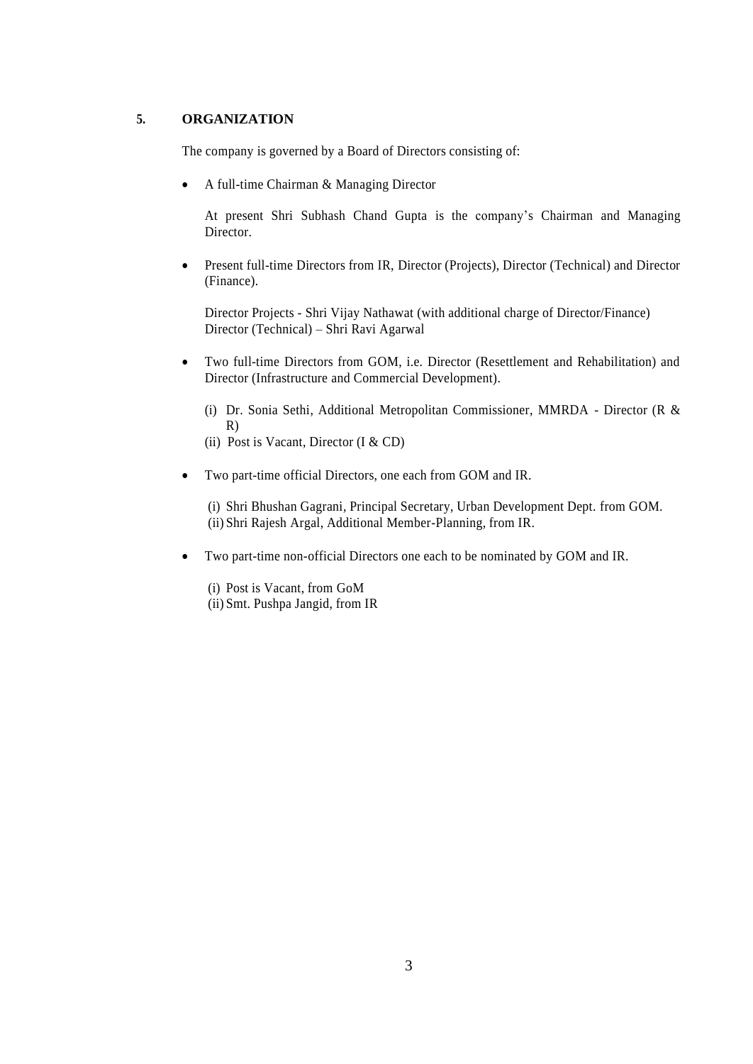## 5. ORGANIZATION

The company is governed by a Board of Directors consisting of:

- A full-time Chairman & Managing Director

  At present Shri Subhash Chand Gupta is the company's Chairman and Managing Director.

- Present full-time Directors from IR, Director (Projects), Director (Technical) and Director (Finance).

  Director Projects - Shri Vijay Nathawat (with additional charge of Director/Finance)
  Director (Technical) – Shri Ravi Agarwal

- Two full-time Directors from GOM, i.e. Director (Resettlement and Rehabilitation) and Director (Infrastructure and Commercial Development).

  (i) Dr. Sonia Sethi, Additional Metropolitan Commissioner, MMRDA - Director (R & R)
  (ii) Post is Vacant, Director (I & CD)

- Two part-time official Directors, one each from GOM and IR.

  (i) Shri Bhushan Gagrani, Principal Secretary, Urban Development Dept. from GOM.
  (ii) Shri Rajesh Argal, Additional Member-Planning, from IR.

- Two part-time non-official Directors one each to be nominated by GOM and IR.

  (i) Post is Vacant, from GoM
  (ii) Smt. Pushpa Jangid, from IR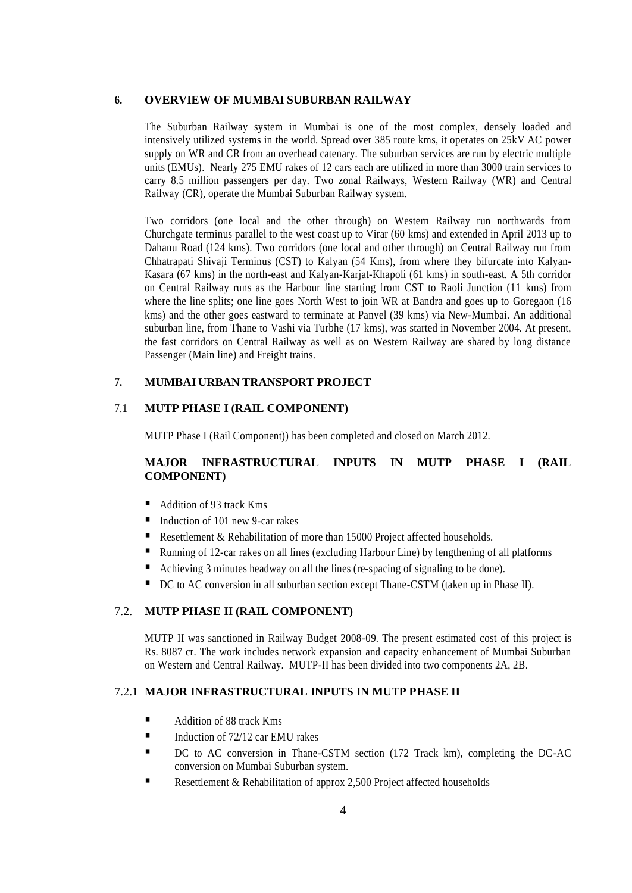## 6. OVERVIEW OF MUMBAI SUBURBAN RAILWAY

The Suburban Railway system in Mumbai is one of the most complex, densely loaded and intensively utilized systems in the world. Spread over 385 route kms, it operates on 25kV AC power supply on WR and CR from an overhead catenary. The suburban services are run by electric multiple units (EMUs). Nearly 275 EMU rakes of 12 cars each are utilized in more than 3000 train services to carry 8.5 million passengers per day. Two zonal Railways, Western Railway (WR) and Central Railway (CR), operate the Mumbai Suburban Railway system.

Two corridors (one local and the other through) on Western Railway run northwards from Churchgate terminus parallel to the west coast up to Virar (60 kms) and extended in April 2013 up to Dahanu Road (124 kms). Two corridors (one local and other through) on Central Railway run from Chhatrapati Shivaji Terminus (CST) to Kalyan (54 Kms), from where they bifurcate into Kalyan-Kasara (67 kms) in the north-east and Kalyan-Karjat-Khapoli (61 kms) in south-east. A 5th corridor on Central Railway runs as the Harbour line starting from CST to Raoli Junction (11 kms) from where the line splits; one line goes North West to join WR at Bandra and goes up to Goregaon (16 kms) and the other goes eastward to terminate at Panvel (39 kms) via New-Mumbai. An additional suburban line, from Thane to Vashi via Turbhe (17 kms), was started in November 2004. At present, the fast corridors on Central Railway as well as on Western Railway are shared by long distance Passenger (Main line) and Freight trains.

## 7. MUMBAI URBAN TRANSPORT PROJECT

### 7.1 MUTP PHASE I (RAIL COMPONENT)

MUTP Phase I (Rail Component)) has been completed and closed on March 2012.

**MAJOR INFRASTRUCTURAL INPUTS IN MUTP PHASE I (RAIL COMPONENT)**

- Addition of 93 track Kms
- Induction of 101 new 9-car rakes
- Resettlement & Rehabilitation of more than 15000 Project affected households.
- Running of 12-car rakes on all lines (excluding Harbour Line) by lengthening of all platforms
- Achieving 3 minutes headway on all the lines (re-spacing of signaling to be done).
- DC to AC conversion in all suburban section except Thane-CSTM (taken up in Phase II).

### 7.2. MUTP PHASE II (RAIL COMPONENT)

MUTP II was sanctioned in Railway Budget 2008-09. The present estimated cost of this project is Rs. 8087 cr. The work includes network expansion and capacity enhancement of Mumbai Suburban on Western and Central Railway. MUTP-II has been divided into two components 2A, 2B.

#### 7.2.1 MAJOR INFRASTRUCTURAL INPUTS IN MUTP PHASE II

- Addition of 88 track Kms
- Induction of 72/12 car EMU rakes
- DC to AC conversion in Thane-CSTM section (172 Track km), completing the DC-AC conversion on Mumbai Suburban system.
- Resettlement & Rehabilitation of approx 2,500 Project affected households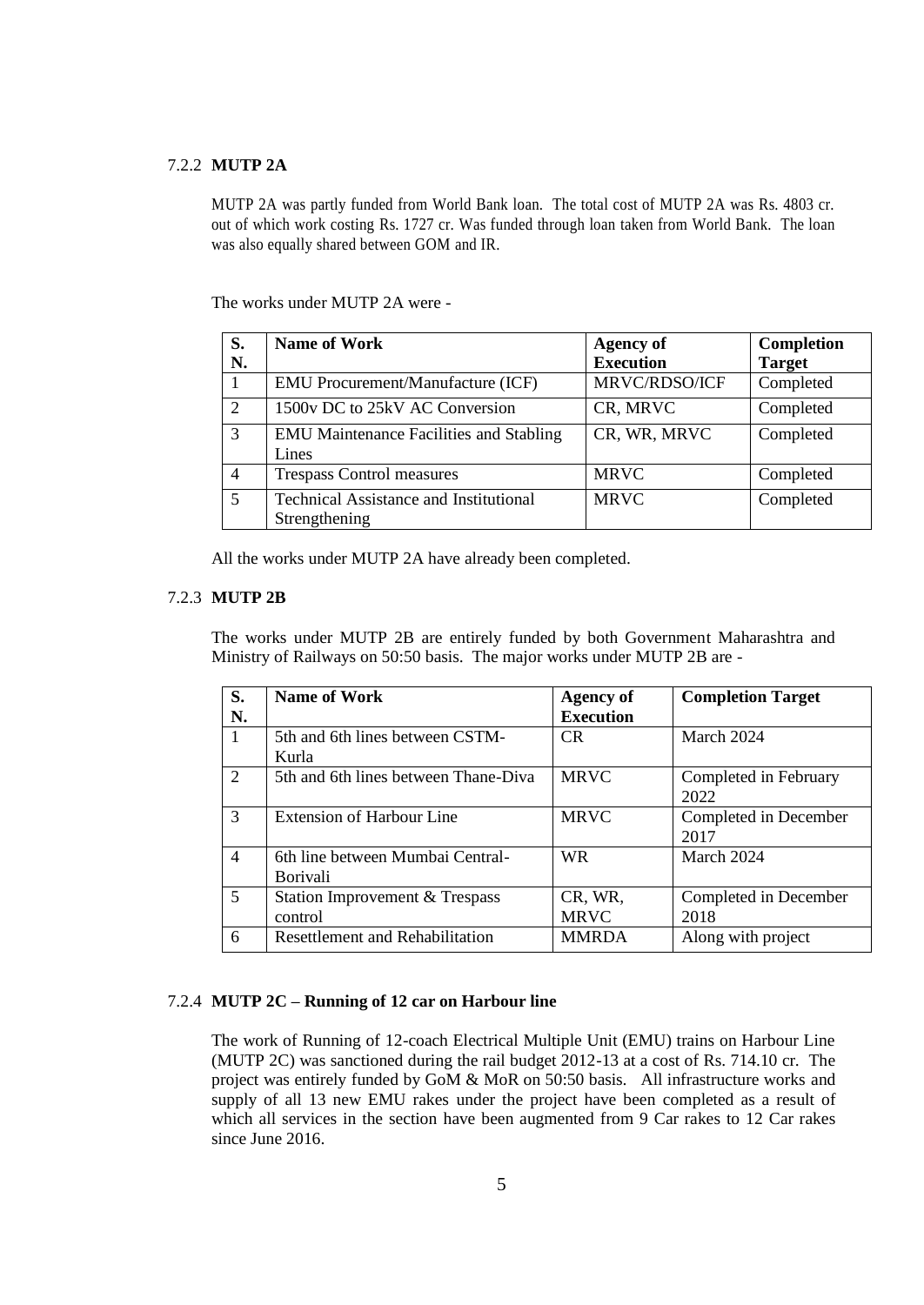### 7.2.2 MUTP 2A

MUTP 2A was partly funded from World Bank loan. The total cost of MUTP 2A was Rs. 4803 cr. out of which work costing Rs. 1727 cr. Was funded through loan taken from World Bank. The loan was also equally shared between GOM and IR.

The works under MUTP 2A were -

| S. N. | Name of Work | Agency of Execution | Completion Target |
|---|---|---|---|
| 1 | EMU Procurement/Manufacture (ICF) | MRVC/RDSO/ICF | Completed |
| 2 | 1500v DC to 25kV AC Conversion | CR, MRVC | Completed |
| 3 | EMU Maintenance Facilities and Stabling Lines | CR, WR, MRVC | Completed |
| 4 | Trespass Control measures | MRVC | Completed |
| 5 | Technical Assistance and Institutional Strengthening | MRVC | Completed |

All the works under MUTP 2A have already been completed.

### 7.2.3 MUTP 2B

The works under MUTP 2B are entirely funded by both Government Maharashtra and Ministry of Railways on 50:50 basis. The major works under MUTP 2B are -

| S. N. | Name of Work | Agency of Execution | Completion Target |
|---|---|---|---|
| 1 | 5th and 6th lines between CSTM-Kurla | CR | March 2024 |
| 2 | 5th and 6th lines between Thane-Diva | MRVC | Completed in February 2022 |
| 3 | Extension of Harbour Line | MRVC | Completed in December 2017 |
| 4 | 6th line between Mumbai Central-Borivali | WR | March 2024 |
| 5 | Station Improvement & Trespass control | CR, WR, MRVC | Completed in December 2018 |
| 6 | Resettlement and Rehabilitation | MMRDA | Along with project |

### 7.2.4 MUTP 2C – Running of 12 car on Harbour line

The work of Running of 12-coach Electrical Multiple Unit (EMU) trains on Harbour Line (MUTP 2C) was sanctioned during the rail budget 2012-13 at a cost of Rs. 714.10 cr. The project was entirely funded by GoM & MoR on 50:50 basis. All infrastructure works and supply of all 13 new EMU rakes under the project have been completed as a result of which all services in the section have been augmented from 9 Car rakes to 12 Car rakes since June 2016.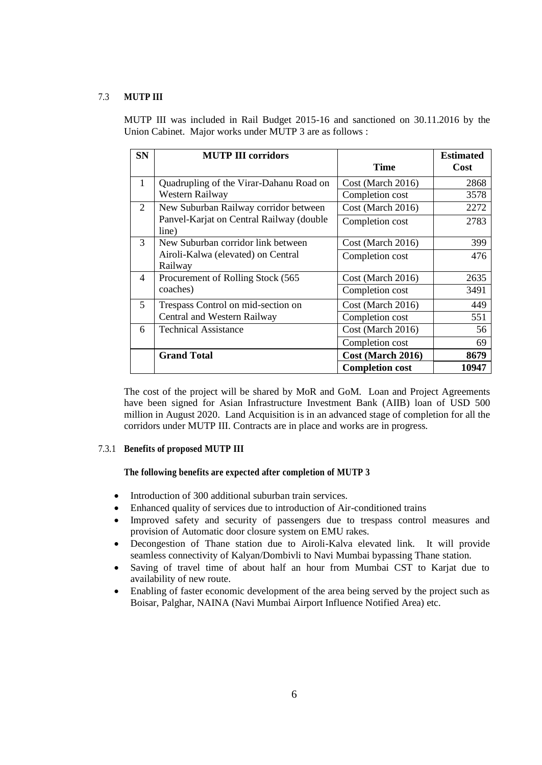### 7.3 MUTP III

MUTP III was included in Rail Budget 2015-16 and sanctioned on 30.11.2016 by the Union Cabinet. Major works under MUTP 3 are as follows :

| SN | MUTP III corridors | Time | Estimated Cost |
|---|---|---|---|
| 1 | Quadrupling of the Virar-Dahanu Road on Western Railway | Cost (March 2016) | 2868 |
| | | Completion cost | 3578 |
| 2 | New Suburban Railway corridor between Panvel-Karjat on Central Railway (double line) | Cost (March 2016) | 2272 |
| | | Completion cost | 2783 |
| 3 | New Suburban corridor link between Airoli-Kalwa (elevated) on Central Railway | Cost (March 2016) | 399 |
| | | Completion cost | 476 |
| 4 | Procurement of Rolling Stock (565 coaches) | Cost (March 2016) | 2635 |
| | | Completion cost | 3491 |
| 5 | Trespass Control on mid-section on Central and Western Railway | Cost (March 2016) | 449 |
| | | Completion cost | 551 |
| 6 | Technical Assistance | Cost (March 2016) | 56 |
| | | Completion cost | 69 |
| | **Grand Total** | **Cost (March 2016)** | **8679** |
| | | **Completion cost** | **10947** |

The cost of the project will be shared by MoR and GoM. Loan and Project Agreements have been signed for Asian Infrastructure Investment Bank (AIIB) loan of USD 500 million in August 2020. Land Acquisition is in an advanced stage of completion for all the corridors under MUTP III. Contracts are in place and works are in progress.

#### 7.3.1 Benefits of proposed MUTP III

**The following benefits are expected after completion of MUTP 3**

- Introduction of 300 additional suburban train services.
- Enhanced quality of services due to introduction of Air-conditioned trains
- Improved safety and security of passengers due to trespass control measures and provision of Automatic door closure system on EMU rakes.
- Decongestion of Thane station due to Airoli-Kalva elevated link. It will provide seamless connectivity of Kalyan/Dombivli to Navi Mumbai bypassing Thane station.
- Saving of travel time of about half an hour from Mumbai CST to Karjat due to availability of new route.
- Enabling of faster economic development of the area being served by the project such as Boisar, Palghar, NAINA (Navi Mumbai Airport Influence Notified Area) etc.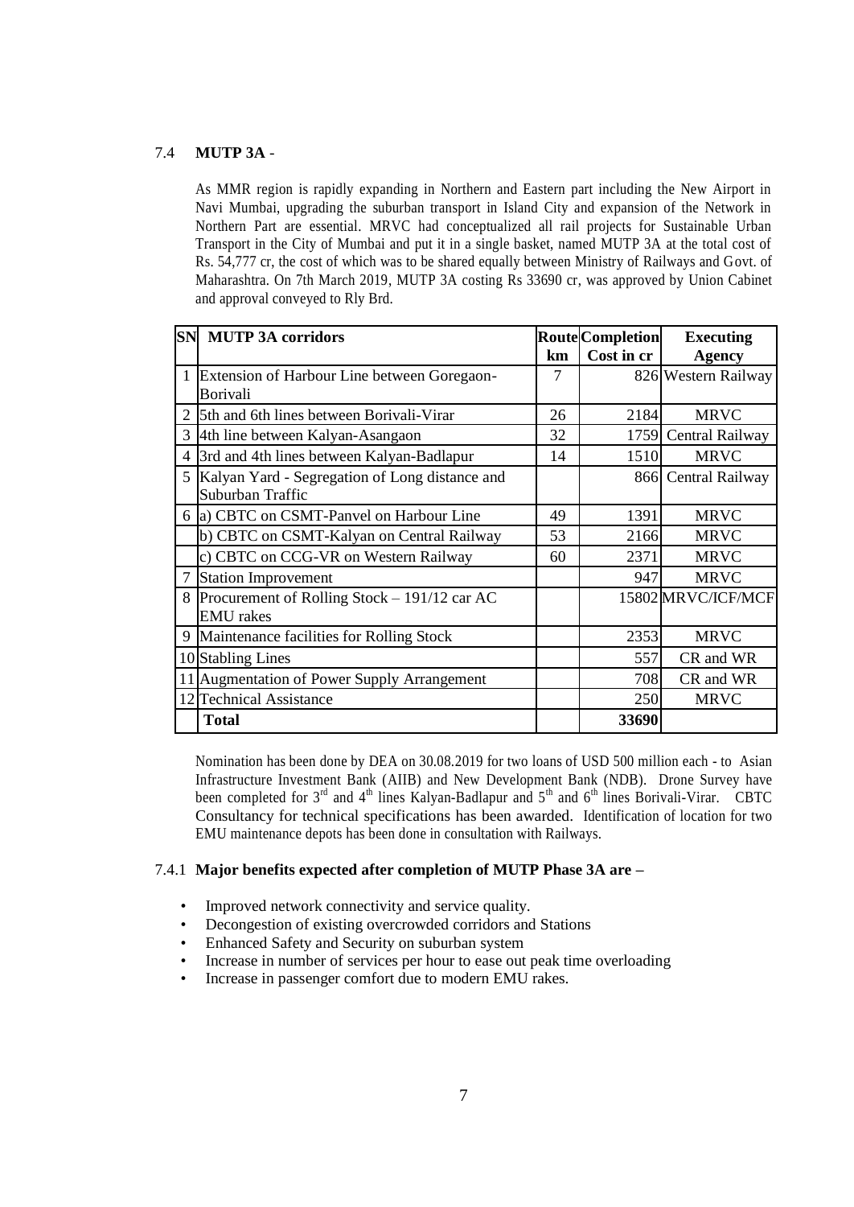## 7.4 **MUTP 3A** -

As MMR region is rapidly expanding in Northern and Eastern part including the New Airport in Navi Mumbai, upgrading the suburban transport in Island City and expansion of the Network in Northern Part are essential. MRVC had conceptualized all rail projects for Sustainable Urban Transport in the City of Mumbai and put it in a single basket, named MUTP 3A at the total cost of Rs. 54,777 cr, the cost of which was to be shared equally between Ministry of Railways and Govt. of Maharashtra. On 7th March 2019, MUTP 3A costing Rs 33690 cr, was approved by Union Cabinet and approval conveyed to Rly Brd.

| SN | MUTP 3A corridors | Route km | Completion Cost in cr | Executing Agency |
|---|---|---|---|---|
| 1 | Extension of Harbour Line between Goregaon-Borivali | 7 | 826 | Western Railway |
| 2 | 5th and 6th lines between Borivali-Virar | 26 | 2184 | MRVC |
| 3 | 4th line between Kalyan-Asangaon | 32 | 1759 | Central Railway |
| 4 | 3rd and 4th lines between Kalyan-Badlapur | 14 | 1510 | MRVC |
| 5 | Kalyan Yard - Segregation of Long distance and Suburban Traffic | | 866 | Central Railway |
| 6 | a) CBTC on CSMT-Panvel on Harbour Line | 49 | 1391 | MRVC |
| | b) CBTC on CSMT-Kalyan on Central Railway | 53 | 2166 | MRVC |
| | c) CBTC on CCG-VR on Western Railway | 60 | 2371 | MRVC |
| 7 | Station Improvement | | 947 | MRVC |
| 8 | Procurement of Rolling Stock – 191/12 car AC EMU rakes | | 15802 | MRVC/ICF/MCF |
| 9 | Maintenance facilities for Rolling Stock | | 2353 | MRVC |
| 10 | Stabling Lines | | 557 | CR and WR |
| 11 | Augmentation of Power Supply Arrangement | | 708 | CR and WR |
| 12 | Technical Assistance | | 250 | MRVC |
| | **Total** | | **33690** | |

Nomination has been done by DEA on 30.08.2019 for two loans of USD 500 million each - to Asian Infrastructure Investment Bank (AIIB) and New Development Bank (NDB). Drone Survey have been completed for 3rd and 4th lines Kalyan-Badlapur and 5th and 6th lines Borivali-Virar. CBTC Consultancy for technical specifications has been awarded. Identification of location for two EMU maintenance depots has been done in consultation with Railways.

### 7.4.1 **Major benefits expected after completion of MUTP Phase 3A are –**

- Improved network connectivity and service quality.
- Decongestion of existing overcrowded corridors and Stations
- Enhanced Safety and Security on suburban system
- Increase in number of services per hour to ease out peak time overloading
- Increase in passenger comfort due to modern EMU rakes.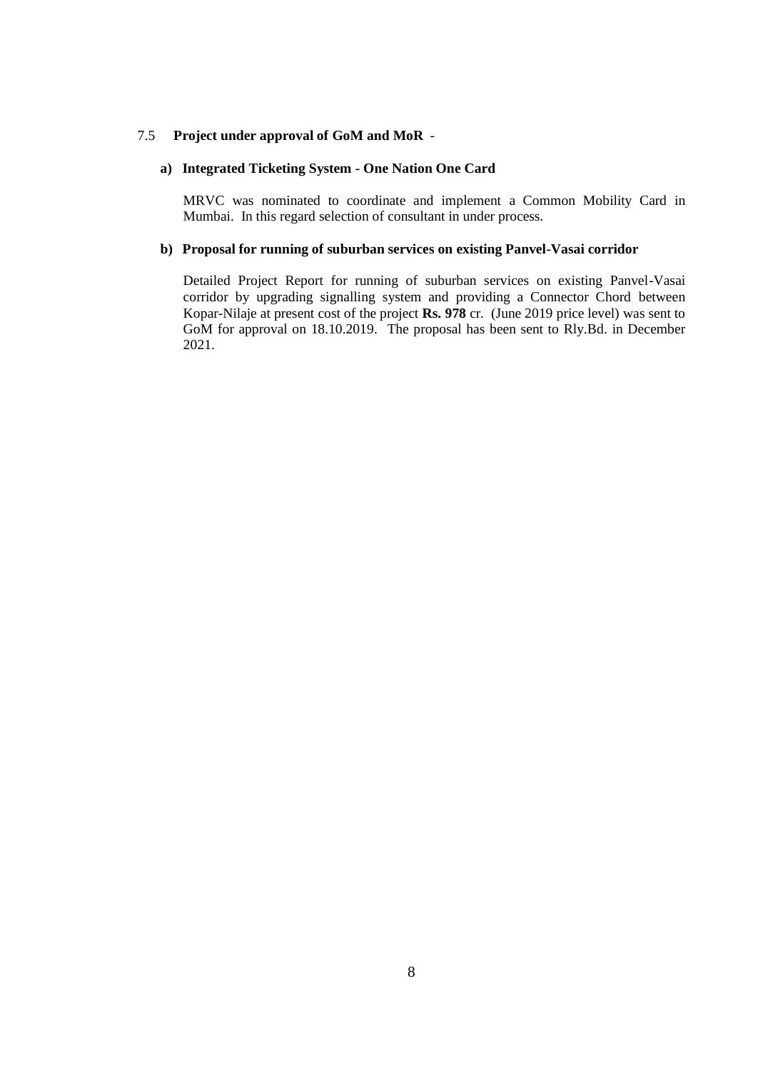7.5 **Project under approval of GoM and MoR** -

**a) Integrated Ticketing System - One Nation One Card**

MRVC was nominated to coordinate and implement a Common Mobility Card in Mumbai. In this regard selection of consultant in under process.

**b) Proposal for running of suburban services on existing Panvel-Vasai corridor**

Detailed Project Report for running of suburban services on existing Panvel-Vasai corridor by upgrading signalling system and providing a Connector Chord between Kopar-Nilaje at present cost of the project **Rs. 978** cr. (June 2019 price level) was sent to GoM for approval on 18.10.2019. The proposal has been sent to Rly.Bd. in December 2021.